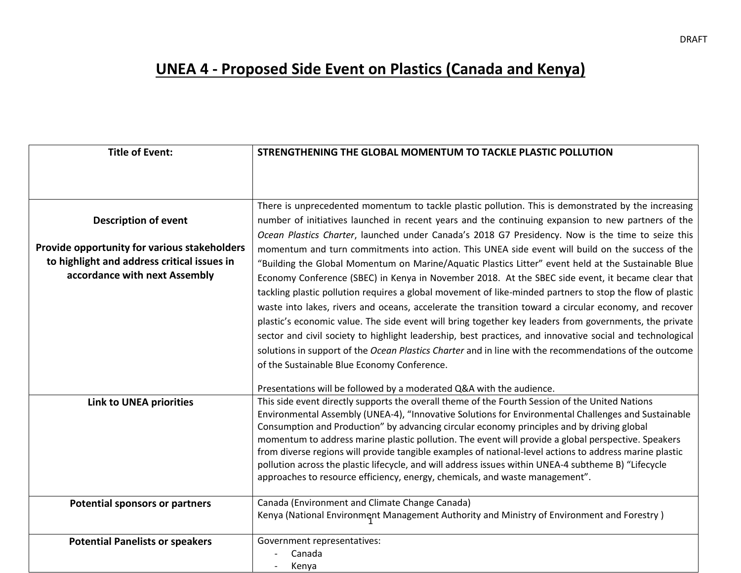DRAFT

# UNEA 4 - Proposed Side Event on Plastics (Canada and Kenya)

| | |
|---|---|
| **Title of Event:** | **STRENGTHENING THE GLOBAL MOMENTUM TO TACKLE PLASTIC POLLUTION** |
| **Description of event**<br><br>**Provide opportunity for various stakeholders to highlight and address critical issues in accordance with next Assembly** | There is unprecedented momentum to tackle plastic pollution. This is demonstrated by the increasing number of initiatives launched in recent years and the continuing expansion to new partners of the *Ocean Plastics Charter*, launched under Canada's 2018 G7 Presidency. Now is the time to seize this momentum and turn commitments into action. This UNEA side event will build on the success of the "Building the Global Momentum on Marine/Aquatic Plastics Litter" event held at the Sustainable Blue Economy Conference (SBEC) in Kenya in November 2018. At the SBEC side event, it became clear that tackling plastic pollution requires a global movement of like-minded partners to stop the flow of plastic waste into lakes, rivers and oceans, accelerate the transition toward a circular economy, and recover plastic's economic value. The side event will bring together key leaders from governments, the private sector and civil society to highlight leadership, best practices, and innovative social and technological solutions in support of the *Ocean Plastics Charter* and in line with the recommendations of the outcome of the Sustainable Blue Economy Conference.<br><br>Presentations will be followed by a moderated Q&A with the audience. |
| **Link to UNEA priorities** | This side event directly supports the overall theme of the Fourth Session of the United Nations Environmental Assembly (UNEA-4), "Innovative Solutions for Environmental Challenges and Sustainable Consumption and Production" by advancing circular economy principles and by driving global momentum to address marine plastic pollution. The event will provide a global perspective. Speakers from diverse regions will provide tangible examples of national-level actions to address marine plastic pollution across the plastic lifecycle, and will address issues within UNEA-4 subtheme B) "Lifecycle approaches to resource efficiency, energy, chemicals, and waste management". |
| **Potential sponsors or partners** | Canada (Environment and Climate Change Canada)<br>Kenya (National Environment Management Authority and Ministry of Environment and Forestry ) |
| **Potential Panelists or speakers** | Government representatives:<br>- Canada<br>- Kenya |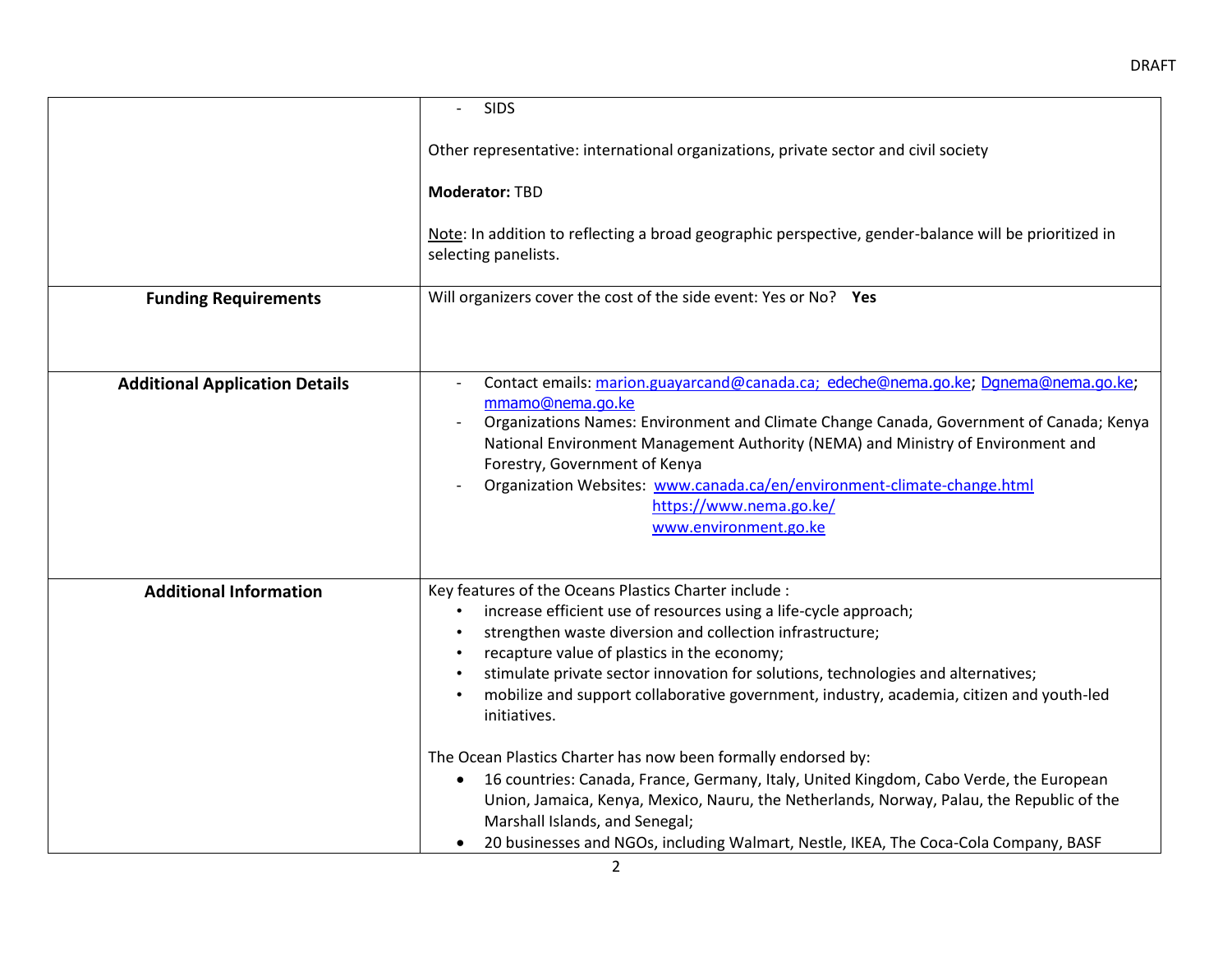|  |  |
|---|---|
|  | - SIDS<br><br>Other representative: international organizations, private sector and civil society<br><br>**Moderator:** TBD<br><br>Note: In addition to reflecting a broad geographic perspective, gender-balance will be prioritized in selecting panelists. |
| **Funding Requirements** | Will organizers cover the cost of the side event: Yes or No? **Yes** |
| **Additional Application Details** | - Contact emails: marion.guayarcand@canada.ca; edeche@nema.go.ke; Dgnema@nema.go.ke; mmamo@nema.go.ke<br>- Organizations Names: Environment and Climate Change Canada, Government of Canada; Kenya National Environment Management Authority (NEMA) and Ministry of Environment and Forestry, Government of Kenya<br>- Organization Websites: www.canada.ca/en/environment-climate-change.html https://www.nema.go.ke/ www.environment.go.ke |
| **Additional Information** | Key features of the Oceans Plastics Charter include :<br>• increase efficient use of resources using a life-cycle approach;<br>• strengthen waste diversion and collection infrastructure;<br>• recapture value of plastics in the economy;<br>• stimulate private sector innovation for solutions, technologies and alternatives;<br>• mobilize and support collaborative government, industry, academia, citizen and youth-led initiatives.<br><br>The Ocean Plastics Charter has now been formally endorsed by:<br>• 16 countries: Canada, France, Germany, Italy, United Kingdom, Cabo Verde, the European Union, Jamaica, Kenya, Mexico, Nauru, the Netherlands, Norway, Palau, the Republic of the Marshall Islands, and Senegal;<br>• 20 businesses and NGOs, including Walmart, Nestle, IKEA, The Coca-Cola Company, BASF |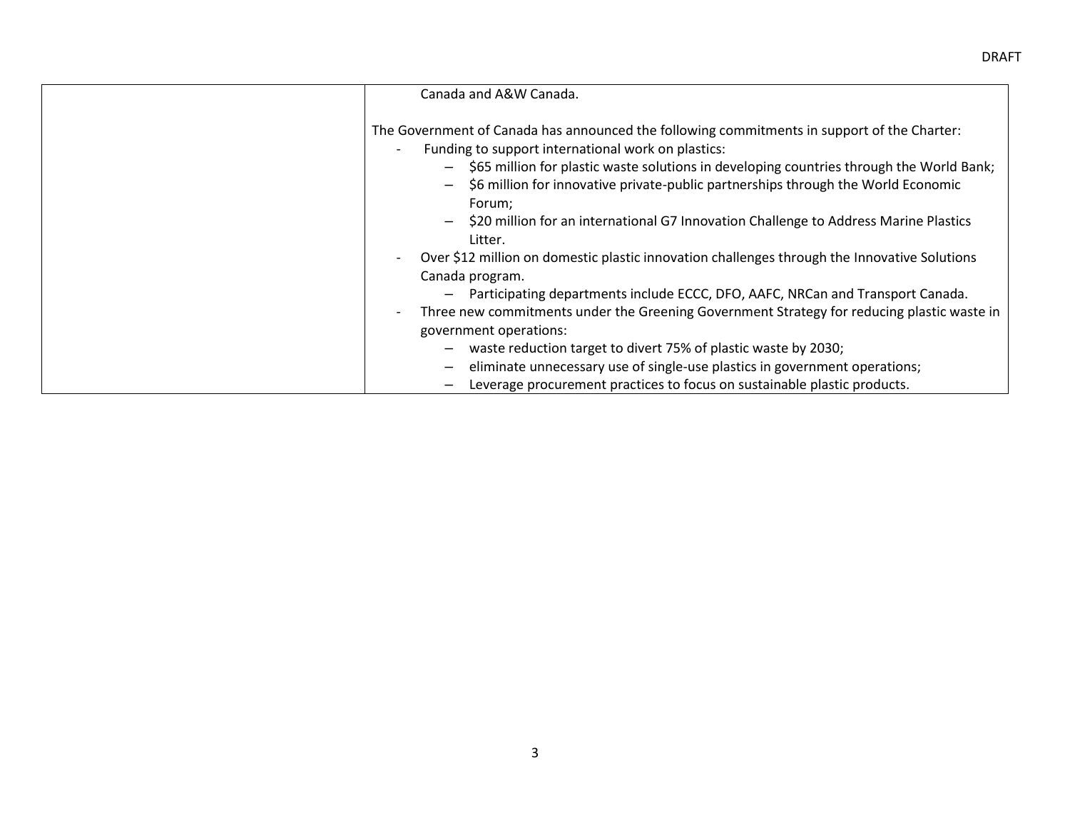| | |
|---|---|
| | Canada and A&W Canada.<br><br>The Government of Canada has announced the following commitments in support of the Charter:<br>- Funding to support international work on plastics:<br>&nbsp;&nbsp;– $65 million for plastic waste solutions in developing countries through the World Bank;<br>&nbsp;&nbsp;– $6 million for innovative private-public partnerships through the World Economic Forum;<br>&nbsp;&nbsp;– $20 million for an international G7 Innovation Challenge to Address Marine Plastics Litter.<br>- Over $12 million on domestic plastic innovation challenges through the Innovative Solutions Canada program.<br>&nbsp;&nbsp;– Participating departments include ECCC, DFO, AAFC, NRCan and Transport Canada.<br>- Three new commitments under the Greening Government Strategy for reducing plastic waste in government operations:<br>&nbsp;&nbsp;– waste reduction target to divert 75% of plastic waste by 2030;<br>&nbsp;&nbsp;– eliminate unnecessary use of single-use plastics in government operations;<br>&nbsp;&nbsp;– Leverage procurement practices to focus on sustainable plastic products. |